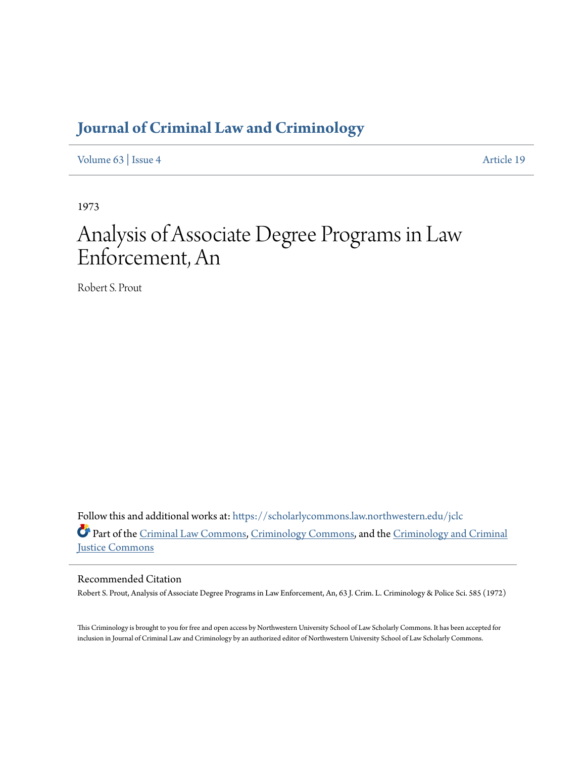# Journal of Criminal Law and Criminology

Volume 63 | Issue 4 Article 19

1973

# Analysis of Associate Degree Programs in Law Enforcement, An

Robert S. Prout

Follow this and additional works at: https://scholarlycommons.law.northwestern.edu/jclc

Part of the Criminal Law Commons, Criminology Commons, and the Criminology and Criminal Justice Commons

## Recommended Citation

Robert S. Prout, Analysis of Associate Degree Programs in Law Enforcement, An, 63 J. Crim. L. Criminology & Police Sci. 585 (1972)

This Criminology is brought to you for free and open access by Northwestern University School of Law Scholarly Commons. It has been accepted for inclusion in Journal of Criminal Law and Criminology by an authorized editor of Northwestern University School of Law Scholarly Commons.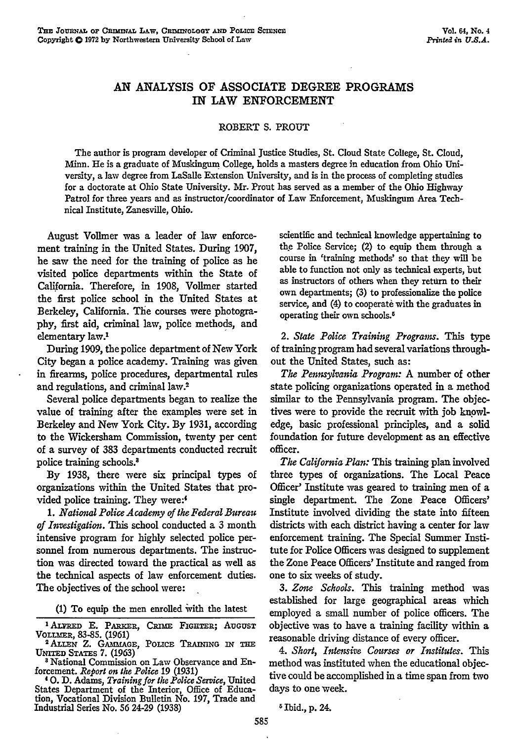# AN ANALYSIS OF ASSOCIATE DEGREE PROGRAMS IN LAW ENFORCEMENT

ROBERT S. PROUT

The author is program developer of Criminal Justice Studies, St. Cloud State College, St. Cloud, Minn. He is a graduate of Muskingum College, holds a masters degree in education from Ohio University, a law degree from LaSalle Extension University, and is in the process of completing studies for a doctorate at Ohio State University. Mr. Prout has served as a member of the Ohio Highway Patrol for three years and as instructor/coordinator of Law Enforcement, Muskingum Area Technical Institute, Zanesville, Ohio.

August Vollmer was a leader of law enforcement training in the United States. During 1907, he saw the need for the training of police as he visited police departments within the State of California. Therefore, in 1908, Vollmer started the first police school in the United States at Berkeley, California. The courses were photography, first aid, criminal law, police methods, and elementary law.[1]

During 1909, the police department of New York City began a police academy. Training was given in firearms, police procedures, departmental rules and regulations, and criminal law.[2]

Several police departments began to realize the value of training after the examples were set in Berkeley and New York City. By 1931, according to the Wickersham Commission, twenty per cent of a survey of 383 departments conducted recruit police training schools.[3]

By 1938, there were six principal types of organizations within the United States that provided police training. They were:[4]

1. *National Police Academy of the Federal Bureau of Investigation.* This school conducted a 3 month intensive program for highly selected police personnel from numerous departments. The instruction was directed toward the practical as well as the technical aspects of law enforcement duties. The objectives of the school were:

(1) To equip the men enrolled with the latest scientific and technical knowledge appertaining to the Police Service; (2) to equip them through a course in 'training methods' so that they will be able to function not only as technical experts, but as instructors of others when they return to their own departments; (3) to professionalize the police service, and (4) to cooperate with the graduates in operating their own schools.[5]

2. *State Police Training Programs.* This type of training program had several variations throughout the United States, such as:

*The Pennsylvania Program:* A number of other state policing organizations operated in a method similar to the Pennsylvania program. The objectives were to provide the recruit with job knowledge, basic professional principles, and a solid foundation for future development as an effective officer.

*The California Plan:* This training plan involved three types of organizations. The Local Peace Officer' Institute was geared to training men of a single department. The Zone Peace Officers' Institute involved dividing the state into fifteen districts with each district having a center for law enforcement training. The Special Summer Institute for Police Officers was designed to supplement the Zone Peace Officers' Institute and ranged from one to six weeks of study.

3. *Zone Schools.* This training method was established for large geographical areas which employed a small number of police officers. The objective was to have a training facility within a reasonable driving distance of every officer.

4. *Short, Intensive Courses or Institutes.* This method was instituted when the educational objective could be accomplished in a time span from two days to one week.

---

[1] ALFRED E. PARKER, CRIME FIGHTER; AUGUST VOLLMER, 83-85. (1961)

[2] ALLEN Z. GAMMAGE, POLICE TRAINING IN THE UNITED STATES 7. (1963)

[3] National Commission on Law Observance and Enforcement. *Report on the Police* 19 (1931)

[4] O. D. Adams, *Training for the Police Service*, United States Department of the Interior, Office of Education, Vocational Division Bulletin No. 197, Trade and Industrial Series No. 56 24-29 (1938)

[5] Ibid., p. 24.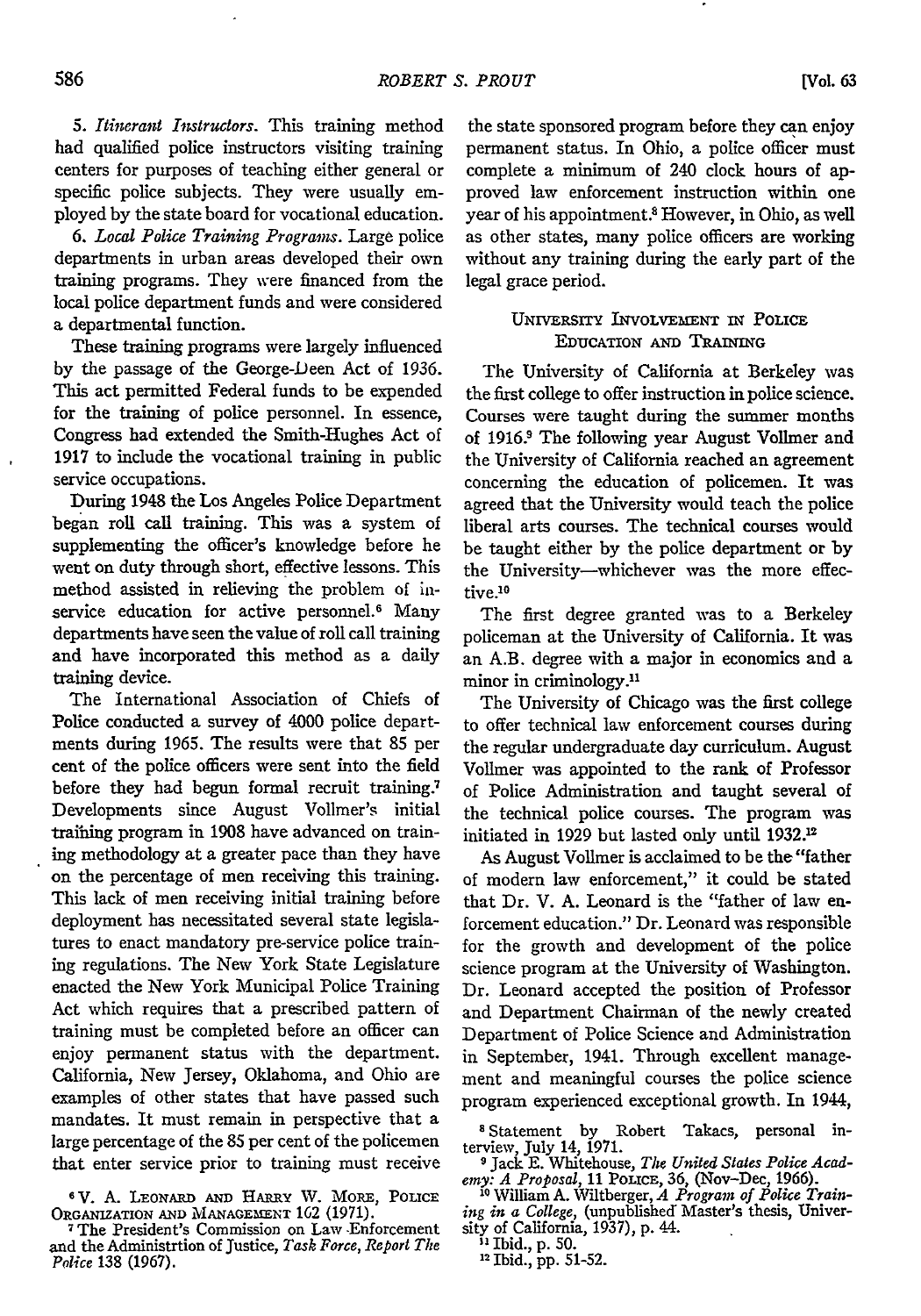5. *Itinerant Instructors.* This training method had qualified police instructors visiting training centers for purposes of teaching either general or specific police subjects. They were usually employed by the state board for vocational education.

6. *Local Police Training Programs.* Large police departments in urban areas developed their own training programs. They were financed from the local police department funds and were considered a departmental function.

These training programs were largely influenced by the passage of the George-Deen Act of 1936. This act permitted Federal funds to be expended for the training of police personnel. In essence, Congress had extended the Smith-Hughes Act of 1917 to include the vocational training in public service occupations.

During 1948 the Los Angeles Police Department began roll call training. This was a system of supplementing the officer's knowledge before he went on duty through short, effective lessons. This method assisted in relieving the problem of in-service education for active personnel.[6] Many departments have seen the value of roll call training and have incorporated this method as a daily training device.

The International Association of Chiefs of Police conducted a survey of 4000 police departments during 1965. The results were that 85 per cent of the police officers were sent into the field before they had begun formal recruit training.[7] Developments since August Vollmer's initial training program in 1908 have advanced on training methodology at a greater pace than they have on the percentage of men receiving this training. This lack of men receiving initial training before deployment has necessitated several state legislatures to enact mandatory pre-service police training regulations. The New York State Legislature enacted the New York Municipal Police Training Act which requires that a prescribed pattern of training must be completed before an officer can enjoy permanent status with the department. California, New Jersey, Oklahoma, and Ohio are examples of other states that have passed such mandates. It must remain in perspective that a large percentage of the 85 per cent of the policemen that enter service prior to training must receive the state sponsored program before they can enjoy permanent status. In Ohio, a police officer must complete a minimum of 240 clock hours of approved law enforcement instruction within one year of his appointment.[8] However, in Ohio, as well as other states, many police officers are working without any training during the early part of the legal grace period.

## University Involvement in Police Education and Training

The University of California at Berkeley was the first college to offer instruction in police science. Courses were taught during the summer months of 1916.[9] The following year August Vollmer and the University of California reached an agreement concerning the education of policemen. It was agreed that the University would teach the police liberal arts courses. The technical courses would be taught either by the police department or by the University—whichever was the more effective.[10]

The first degree granted was to a Berkeley policeman at the University of California. It was an A.B. degree with a major in economics and a minor in criminology.[11]

The University of Chicago was the first college to offer technical law enforcement courses during the regular undergraduate day curriculum. August Vollmer was appointed to the rank of Professor of Police Administration and taught several of the technical police courses. The program was initiated in 1929 but lasted only until 1932.[12]

As August Vollmer is acclaimed to be the "father of modern law enforcement," it could be stated that Dr. V. A. Leonard is the "father of law enforcement education." Dr. Leonard was responsible for the growth and development of the police science program at the University of Washington. Dr. Leonard accepted the position of Professor and Department Chairman of the newly created Department of Police Science and Administration in September, 1941. Through excellent management and meaningful courses the police science program experienced exceptional growth. In 1944,

---

[6] V. A. Leonard and Harry W. More, Police Organization and Management 102 (1971).

[7] The President's Commission on Law Enforcement and the Administrtion of Justice, *Task Force, Report The Police* 138 (1967).

[8] Statement by Robert Takacs, personal interview, July 14, 1971.

[9] Jack E. Whitehouse, *The United States Police Academy: A Proposal*, 11 Police, 36, (Nov–Dec, 1966).

[10] William A. Wiltberger, *A Program of Police Training in a College*, (unpublished Master's thesis, University of California, 1937), p. 44.

[11] Ibid., p. 50.

[12] Ibid., pp. 51-52.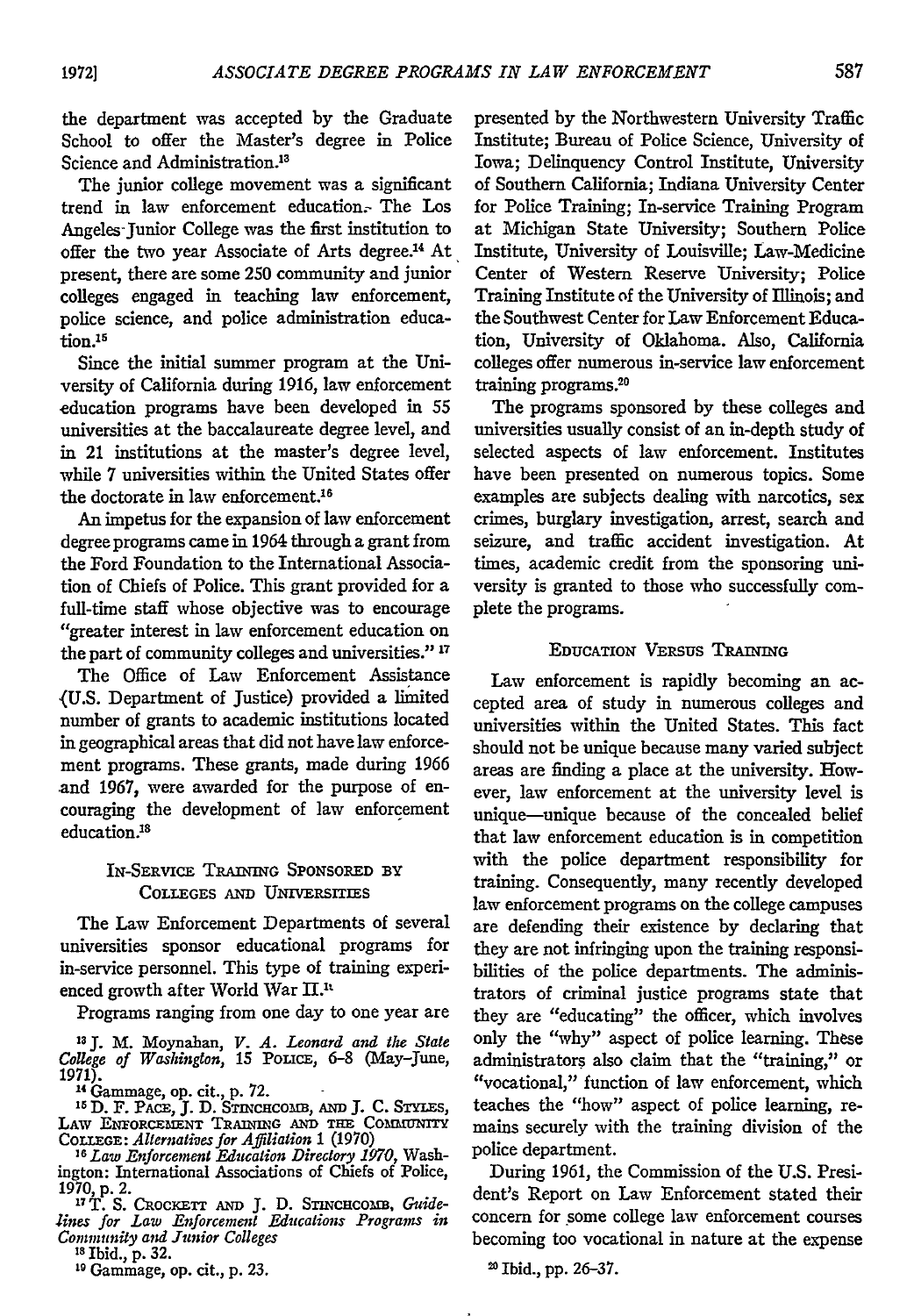the department was accepted by the Graduate School to offer the Master's degree in Police Science and Administration.[13]

The junior college movement was a significant trend in law enforcement education. The Los Angeles Junior College was the first institution to offer the two year Associate of Arts degree.[14] At present, there are some 250 community and junior colleges engaged in teaching law enforcement, police science, and police administration education.[15]

Since the initial summer program at the University of California during 1916, law enforcement education programs have been developed in 55 universities at the baccalaureate degree level, and in 21 institutions at the master's degree level, while 7 universities within the United States offer the doctorate in law enforcement.[16]

An impetus for the expansion of law enforcement degree programs came in 1964 through a grant from the Ford Foundation to the International Association of Chiefs of Police. This grant provided for a full-time staff whose objective was to encourage "greater interest in law enforcement education on the part of community colleges and universities."[17]

The Office of Law Enforcement Assistance (U.S. Department of Justice) provided a limited number of grants to academic institutions located in geographical areas that did not have law enforcement programs. These grants, made during 1966 and 1967, were awarded for the purpose of encouraging the development of law enforcement education.[18]

## In-Service Training Sponsored by Colleges and Universities

The Law Enforcement Departments of several universities sponsor educational programs for in-service personnel. This type of training experienced growth after World War II.[19]

Programs ranging from one day to one year are presented by the Northwestern University Traffic Institute; Bureau of Police Science, University of Iowa; Delinquency Control Institute, University of Southern California; Indiana University Center for Police Training; In-service Training Program at Michigan State University; Southern Police Institute, University of Louisville; Law-Medicine Center of Western Reserve University; Police Training Institute of the University of Illinois; and the Southwest Center for Law Enforcement Education, University of Oklahoma. Also, California colleges offer numerous in-service law enforcement training programs.[20]

The programs sponsored by these colleges and universities usually consist of an in-depth study of selected aspects of law enforcement. Institutes have been presented on numerous topics. Some examples are subjects dealing with narcotics, sex crimes, burglary investigation, arrest, search and seizure, and traffic accident investigation. At times, academic credit from the sponsoring university is granted to those who successfully complete the programs.

## Education Versus Training

Law enforcement is rapidly becoming an accepted area of study in numerous colleges and universities within the United States. This fact should not be unique because many varied subject areas are finding a place at the university. However, law enforcement at the university level is unique—unique because of the concealed belief that law enforcement education is in competition with the police department responsibility for training. Consequently, many recently developed law enforcement programs on the college campuses are defending their existence by declaring that they are not infringing upon the training responsibilities of the police departments. The administrators of criminal justice programs state that they are "educating" the officer, which involves only the "why" aspect of police learning. These administrators also claim that the "training," or "vocational," function of law enforcement, which teaches the "how" aspect of police learning, remains securely with the training division of the police department.

During 1961, the Commission of the U.S. President's Report on Law Enforcement stated their concern for some college law enforcement courses becoming too vocational in nature at the expense

[13] J. M. Moynahan, *V. A. Leonard and the State College of Washington*, 15 Police, 6-8 (May-June, 1971).

[14] Gammage, op. cit., p. 72.

[15] D. F. Pace, J. D. Stinchcomb, and J. C. Styles, Law Enforcement Training and the Community College: *Alternatives for Affiliation* 1 (1970)

[16] *Law Enforcement Education Directory 1970*, Washington: International Associations of Chiefs of Police, 1970, p. 2.

[17] T. S. Crockett and J. D. Stinchcomb, *Guidelines for Law Enforcement Educations Programs in Community and Junior Colleges*

[18] Ibid., p. 32.

[19] Gammage, op. cit., p. 23.

[20] Ibid., pp. 26-37.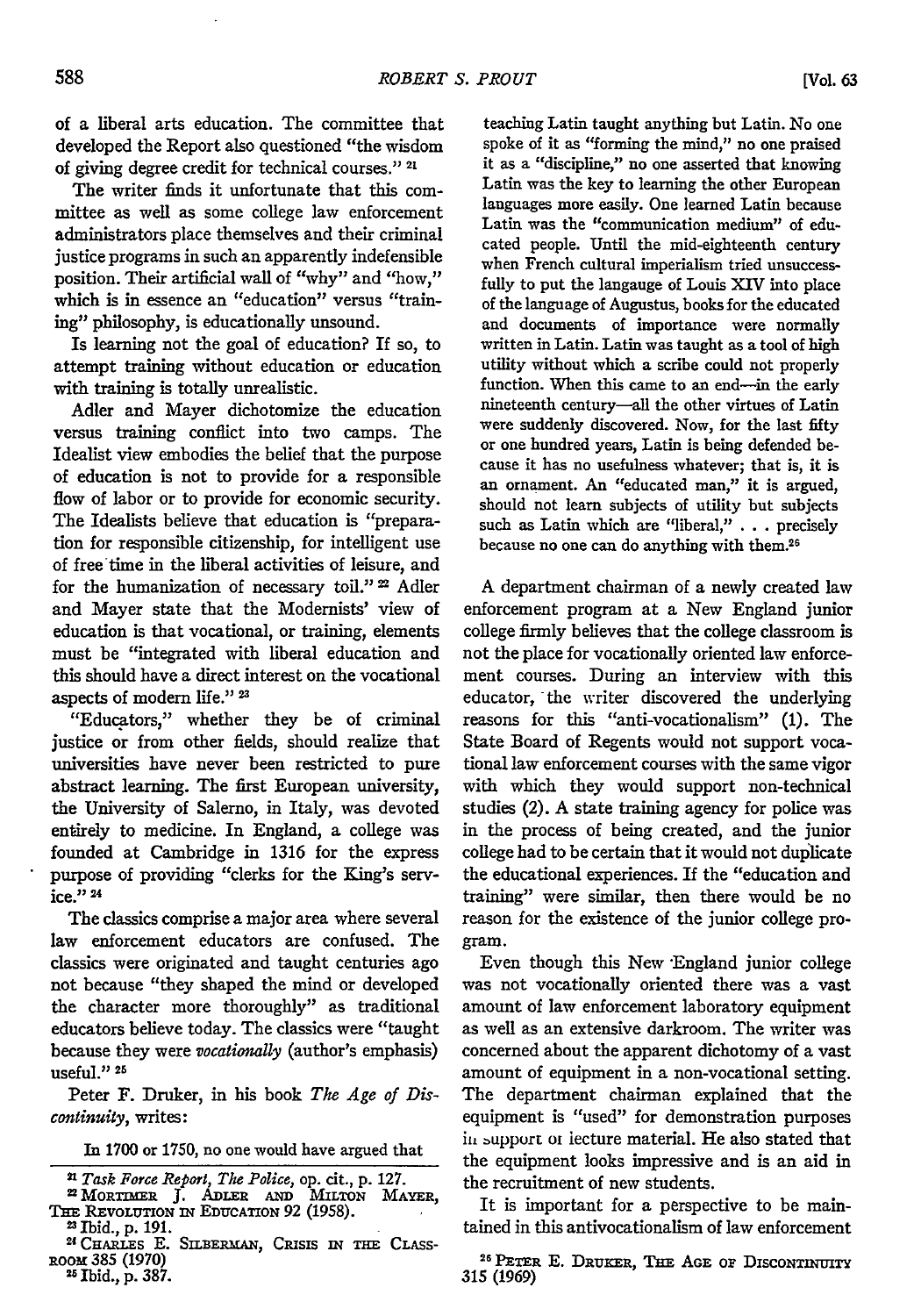of a liberal arts education. The committee that developed the Report also questioned "the wisdom of giving degree credit for technical courses." [21]

The writer finds it unfortunate that this committee as well as some college law enforcement administrators place themselves and their criminal justice programs in such an apparently indefensible position. Their artificial wall of "why" and "how," which is in essence an "education" versus "training" philosophy, is educationally unsound.

Is learning not the goal of education? If so, to attempt training without education or education with training is totally unrealistic.

Adler and Mayer dichotomize the education versus training conflict into two camps. The Idealist view embodies the belief that the purpose of education is not to provide for a responsible flow of labor or to provide for economic security. The Idealists believe that education is "preparation for responsible citizenship, for intelligent use of free time in the liberal activities of leisure, and for the humanization of necessary toil." [22] Adler and Mayer state that the Modernists' view of education is that vocational, or training, elements must be "integrated with liberal education and this should have a direct interest on the vocational aspects of modern life." [23]

"Educators," whether they be of criminal justice or from other fields, should realize that universities have never been restricted to pure abstract learning. The first European university, the University of Salerno, in Italy, was devoted entirely to medicine. In England, a college was founded at Cambridge in 1316 for the express purpose of providing "clerks for the King's service." [24]

The classics comprise a major area where several law enforcement educators are confused. The classics were originated and taught centuries ago not because "they shaped the mind or developed the character more thoroughly" as traditional educators believe today. The classics were "taught because they were *vocationally* (author's emphasis) useful." [25]

Peter F. Druker, in his book *The Age of Discontinuity*, writes:

> In 1700 or 1750, no one would have argued that teaching Latin taught anything but Latin. No one spoke of it as "forming the mind," no one praised it as a "discipline," no one asserted that knowing Latin was the key to learning the other European languages more easily. One learned Latin because Latin was the "communication medium" of educated people. Until the mid-eighteenth century when French cultural imperialism tried unsuccessfully to put the langauge of Louis XIV into place of the language of Augustus, books for the educated and documents of importance were normally written in Latin. Latin was taught as a tool of high utility without which a scribe could not properly function. When this came to an end—in the early nineteenth century—all the other virtues of Latin were suddenly discovered. Now, for the last fifty or one hundred years, Latin is being defended because it has no usefulness whatever; that is, it is an ornament. An "educated man," it is argued, should not learn subjects of utility but subjects such as Latin which are "liberal," . . . precisely because no one can do anything with them.[26]

A department chairman of a newly created law enforcement program at a New England junior college firmly believes that the college classroom is not the place for vocationally oriented law enforcement courses. During an interview with this educator, the writer discovered the underlying reasons for this "anti-vocationalism" (1). The State Board of Regents would not support vocational law enforcement courses with the same vigor with which they would support non-technical studies (2). A state training agency for police was in the process of being created, and the junior college had to be certain that it would not duplicate the educational experiences. If the "education and training" were similar, then there would be no reason for the existence of the junior college program.

Even though this New England junior college was not vocationally oriented there was a vast amount of law enforcement laboratory equipment as well as an extensive darkroom. The writer was concerned about the apparent dichotomy of a vast amount of equipment in a non-vocational setting. The department chairman explained that the equipment is "used" for demonstration purposes in support of lecture material. He also stated that the equipment looks impressive and is an aid in the recruitment of new students.

It is important for a perspective to be maintained in this antivocationalism of law enforcement

[21] *Task Force Report, The Police*, op. cit., p. 127.

[22] MORTIMER J. ADLER AND MILTON MAYER, THE REVOLUTION IN EDUCATION 92 (1958).

[23] Ibid., p. 191.

[24] CHARLES E. SILBERMAN, CRISIS IN THE CLASSROOM 385 (1970)

[25] Ibid., p. 387.

[26] PETER E. DRUKER, THE AGE OF DISCONTINUITY 315 (1969)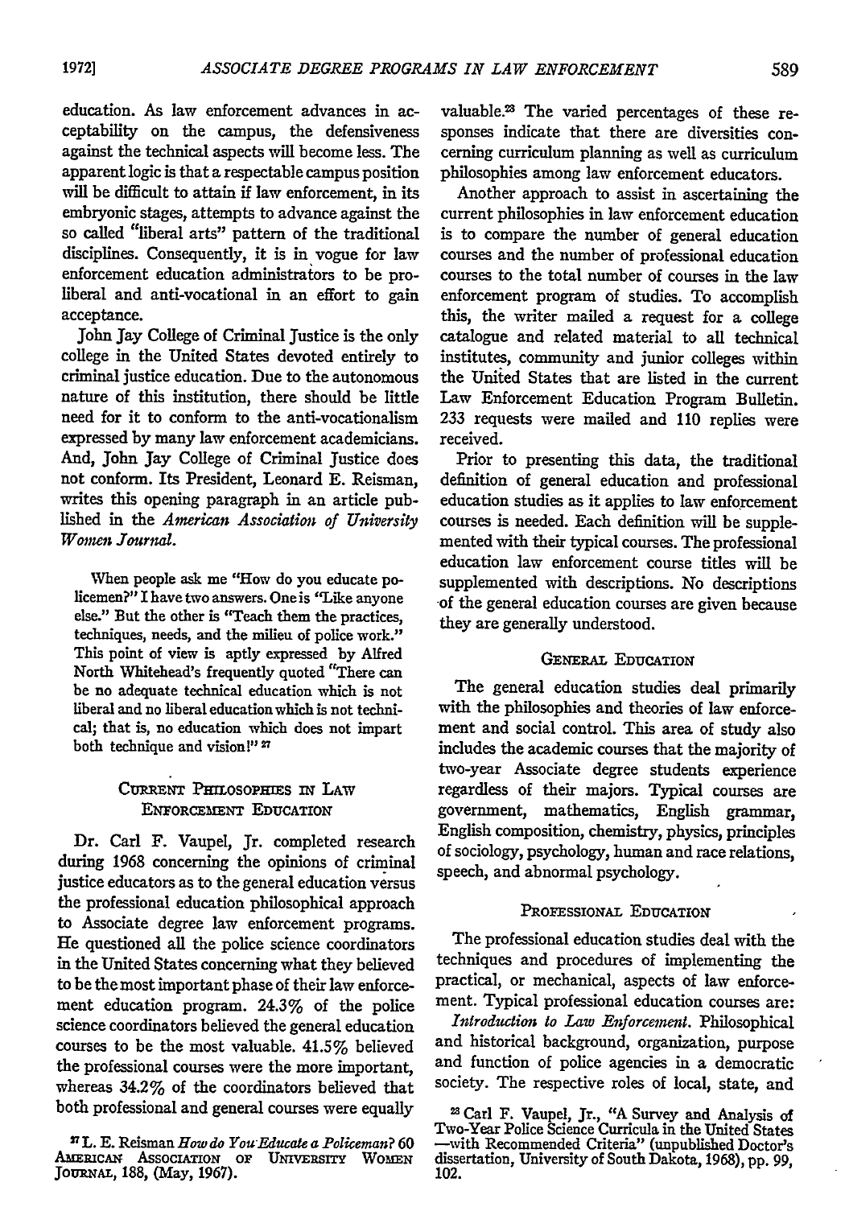education. As law enforcement advances in acceptability on the campus, the defensiveness against the technical aspects will become less. The apparent logic is that a respectable campus position will be difficult to attain if law enforcement, in its embryonic stages, attempts to advance against the so called "liberal arts" pattern of the traditional disciplines. Consequently, it is in vogue for law enforcement education administrators to be pro-liberal and anti-vocational in an effort to gain acceptance.

John Jay College of Criminal Justice is the only college in the United States devoted entirely to criminal justice education. Due to the autonomous nature of this institution, there should be little need for it to conform to the anti-vocationalism expressed by many law enforcement academicians. And, John Jay College of Criminal Justice does not conform. Its President, Leonard E. Reisman, writes this opening paragraph in an article published in the *American Association of University Women Journal*.

> When people ask me "How do you educate policemen?" I have two answers. One is "Like anyone else." But the other is "Teach them the practices, techniques, needs, and the milieu of police work." This point of view is aptly expressed by Alfred North Whitehead's frequently quoted "There can be no adequate technical education which is not liberal and no liberal education which is not technical; that is, no education which does not impart both technique and vision!"[27]

## Current Philosophies in Law Enforcement Education

Dr. Carl F. Vaupel, Jr. completed research during 1968 concerning the opinions of criminal justice educators as to the general education versus the professional education philosophical approach to Associate degree law enforcement programs. He questioned all the police science coordinators in the United States concerning what they believed to be the most important phase of their law enforcement education program. 24.3% of the police science coordinators believed the general education courses to be the most valuable. 41.5% believed the professional courses were the more important, whereas 34.2% of the coordinators believed that both professional and general courses were equally valuable.[28] The varied percentages of these responses indicate that there are diversities concerning curriculum planning as well as curriculum philosophies among law enforcement educators.

Another approach to assist in ascertaining the current philosophies in law enforcement education is to compare the number of general education courses and the number of professional education courses to the total number of courses in the law enforcement program of studies. To accomplish this, the writer mailed a request for a college catalogue and related material to all technical institutes, community and junior colleges within the United States that are listed in the current Law Enforcement Education Program Bulletin. 233 requests were mailed and 110 replies were received.

Prior to presenting this data, the traditional definition of general education and professional education studies as it applies to law enforcement courses is needed. Each definition will be supplemented with their typical courses. The professional education law enforcement course titles will be supplemented with descriptions. No descriptions of the general education courses are given because they are generally understood.

### General Education

The general education studies deal primarily with the philosophies and theories of law enforcement and social control. This area of study also includes the academic courses that the majority of two-year Associate degree students experience regardless of their majors. Typical courses are government, mathematics, English grammar, English composition, chemistry, physics, principles of sociology, psychology, human and race relations, speech, and abnormal psychology.

### Professional Education

The professional education studies deal with the techniques and procedures of implementing the practical, or mechanical, aspects of law enforcement. Typical professional education courses are:

*Introduction to Law Enforcement.* Philosophical and historical background, organization, purpose and function of police agencies in a democratic society. The respective roles of local, state, and

---

[27] L. E. Reisman *How do You Educate a Policeman?* 60 American Association of University Women Journal, 188, (May, 1967).

[28] Carl F. Vaupel, Jr., "A Survey and Analysis of Two-Year Police Science Curricula in the United States—with Recommended Criteria" (unpublished Doctor's dissertation, University of South Dakota, 1968), pp. 99, 102.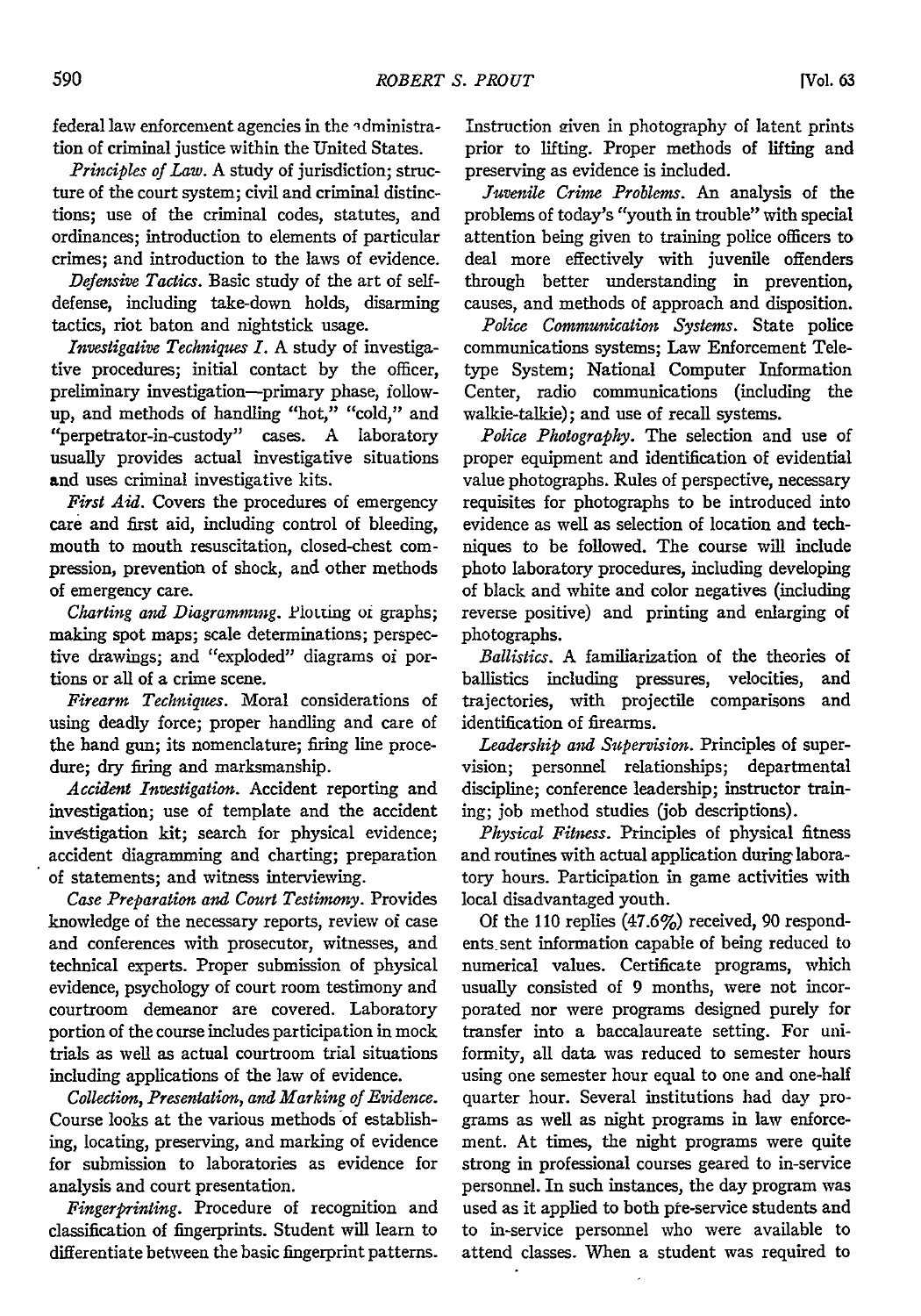federal law enforcement agencies in the administration of criminal justice within the United States.

*Principles of Law.* A study of jurisdiction; structure of the court system; civil and criminal distinctions; use of the criminal codes, statutes, and ordinances; introduction to elements of particular crimes; and introduction to the laws of evidence.

*Defensive Tactics.* Basic study of the art of self-defense, including take-down holds, disarming tactics, riot baton and nightstick usage.

*Investigative Techniques I.* A study of investigative procedures; initial contact by the officer, preliminary investigation—primary phase, follow-up, and methods of handling "hot," "cold," and "perpetrator-in-custody" cases. A laboratory usually provides actual investigative situations and uses criminal investigative kits.

*First Aid.* Covers the procedures of emergency care and first aid, including control of bleeding, mouth to mouth resuscitation, closed-chest compression, prevention of shock, and other methods of emergency care.

*Charting and Diagramming.* Plotting of graphs; making spot maps; scale determinations; perspective drawings; and "exploded" diagrams of portions or all of a crime scene.

*Firearm Techniques.* Moral considerations of using deadly force; proper handling and care of the hand gun; its nomenclature; firing line procedure; dry firing and marksmanship.

*Accident Investigation.* Accident reporting and investigation; use of template and the accident investigation kit; search for physical evidence; accident diagramming and charting; preparation of statements; and witness interviewing.

*Case Preparation and Court Testimony.* Provides knowledge of the necessary reports, review of case and conferences with prosecutor, witnesses, and technical experts. Proper submission of physical evidence, psychology of court room testimony and courtroom demeanor are covered. Laboratory portion of the course includes participation in mock trials as well as actual courtroom trial situations including applications of the law of evidence.

*Collection, Presentation, and Marking of Evidence.* Course looks at the various methods of establishing, locating, preserving, and marking of evidence for submission to laboratories as evidence for analysis and court presentation.

*Fingerprinting.* Procedure of recognition and classification of fingerprints. Student will learn to differentiate between the basic fingerprint patterns. Instruction given in photography of latent prints prior to lifting. Proper methods of lifting and preserving as evidence is included.

*Juvenile Crime Problems.* An analysis of the problems of today's "youth in trouble" with special attention being given to training police officers to deal more effectively with juvenile offenders through better understanding in prevention, causes, and methods of approach and disposition.

*Police Communication Systems.* State police communications systems; Law Enforcement Teletype System; National Computer Information Center, radio communications (including the walkie-talkie); and use of recall systems.

*Police Photography.* The selection and use of proper equipment and identification of evidential value photographs. Rules of perspective, necessary requisites for photographs to be introduced into evidence as well as selection of location and techniques to be followed. The course will include photo laboratory procedures, including developing of black and white and color negatives (including reverse positive) and printing and enlarging of photographs.

*Ballistics.* A familiarization of the theories of ballistics including pressures, velocities, and trajectories, with projectile comparisons and identification of firearms.

*Leadership and Supervision.* Principles of supervision; personnel relationships; departmental discipline; conference leadership; instructor training; job method studies (job descriptions).

*Physical Fitness.* Principles of physical fitness and routines with actual application during laboratory hours. Participation in game activities with local disadvantaged youth.

Of the 110 replies (47.6%) received, 90 respondents sent information capable of being reduced to numerical values. Certificate programs, which usually consisted of 9 months, were not incorporated nor were programs designed purely for transfer into a baccalaureate setting. For uniformity, all data was reduced to semester hours using one semester hour equal to one and one-half quarter hour. Several institutions had day programs as well as night programs in law enforcement. At times, the night programs were quite strong in professional courses geared to in-service personnel. In such instances, the day program was used as it applied to both pre-service students and to in-service personnel who were available to attend classes. When a student was required to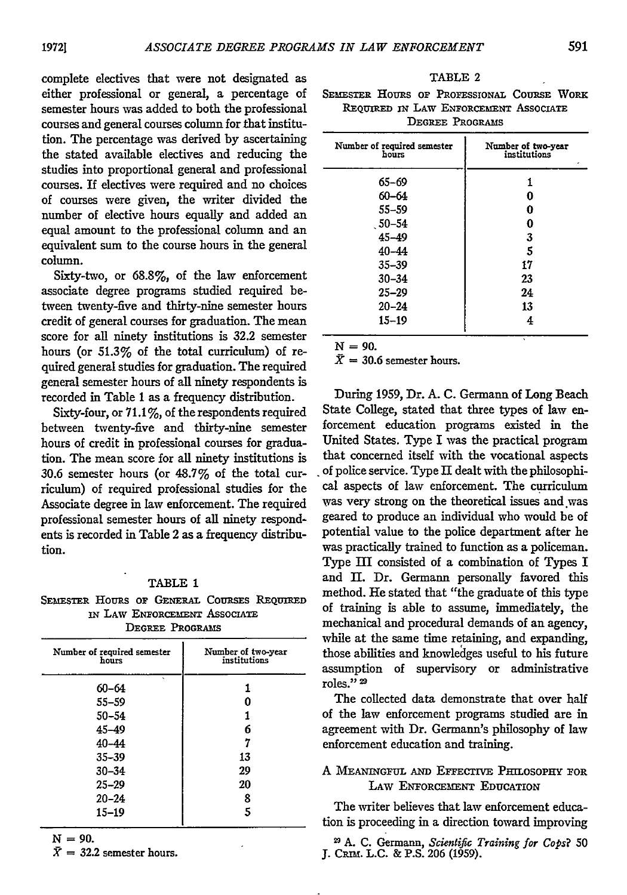complete electives that were not designated as either professional or general, a percentage of semester hours was added to both the professional courses and general courses column for that institution. The percentage was derived by ascertaining the stated available electives and reducing the studies into proportional general and professional courses. If electives were required and no choices of courses were given, the writer divided the number of elective hours equally and added an equal amount to the professional column and an equivalent sum to the course hours in the general column.

Sixty-two, or 68.8%, of the law enforcement associate degree programs studied required between twenty-five and thirty-nine semester hours credit of general courses for graduation. The mean score for all ninety institutions is 32.2 semester hours (or 51.3% of the total curriculum) of required general studies for graduation. The required general semester hours of all ninety respondents is recorded in Table 1 as a frequency distribution.

Sixty-four, or 71.1%, of the respondents required between twenty-five and thirty-nine semester hours of credit in professional courses for graduation. The mean score for all ninety institutions is 30.6 semester hours (or 48.7% of the total curriculum) of required professional studies for the Associate degree in law enforcement. The required professional semester hours of all ninety respondents is recorded in Table 2 as a frequency distribution.

TABLE 1

SEMESTER HOURS OF GENERAL COURSES REQUIRED IN LAW ENFORCEMENT ASSOCIATE DEGREE PROGRAMS

| Number of required semester hours | Number of two-year institutions |
|---|---|
| 60–64 | 1 |
| 55–59 | 0 |
| 50–54 | 1 |
| 45–49 | 6 |
| 40–44 | 7 |
| 35–39 | 13 |
| 30–34 | 29 |
| 25–29 | 20 |
| 20–24 | 8 |
| 15–19 | 5 |

N = 90.
$\bar{X}$ = 32.2 semester hours.

TABLE 2

SEMESTER HOURS OF PROFESSIONAL COURSE WORK REQUIRED IN LAW ENFORCEMENT ASSOCIATE DEGREE PROGRAMS

| Number of required semester hours | Number of two-year institutions |
|---|---|
| 65–69 | 1 |
| 60–64 | 0 |
| 55–59 | 0 |
| 50–54 | 0 |
| 45–49 | 3 |
| 40–44 | 5 |
| 35–39 | 17 |
| 30–34 | 23 |
| 25–29 | 24 |
| 20–24 | 13 |
| 15–19 | 4 |

N = 90.
$\bar{X}$ = 30.6 semester hours.

During 1959, Dr. A. C. Germann of Long Beach State College, stated that three types of law enforcement education programs existed in the United States. Type I was the practical program that concerned itself with the vocational aspects of police service. Type II dealt with the philosophical aspects of law enforcement. The curriculum was very strong on the theoretical issues and was geared to produce an individual who would be of potential value to the police department after he was practically trained to function as a policeman. Type III consisted of a combination of Types I and II. Dr. Germann personally favored this method. He stated that "the graduate of this type of training is able to assume, immediately, the mechanical and procedural demands of an agency, while at the same time retaining, and expanding, those abilities and knowledges useful to his future assumption of supervisory or administrative roles." [29]

The collected data demonstrate that over half of the law enforcement programs studied are in agreement with Dr. Germann's philosophy of law enforcement education and training.

## A MEANINGFUL AND EFFECTIVE PHILOSOPHY FOR LAW ENFORCEMENT EDUCATION

The writer believes that law enforcement education is proceeding in a direction toward improving

[29] A. C. Germann, *Scientific Training for Cops?* 50 J. CRIM. L.C. & P.S. 206 (1959).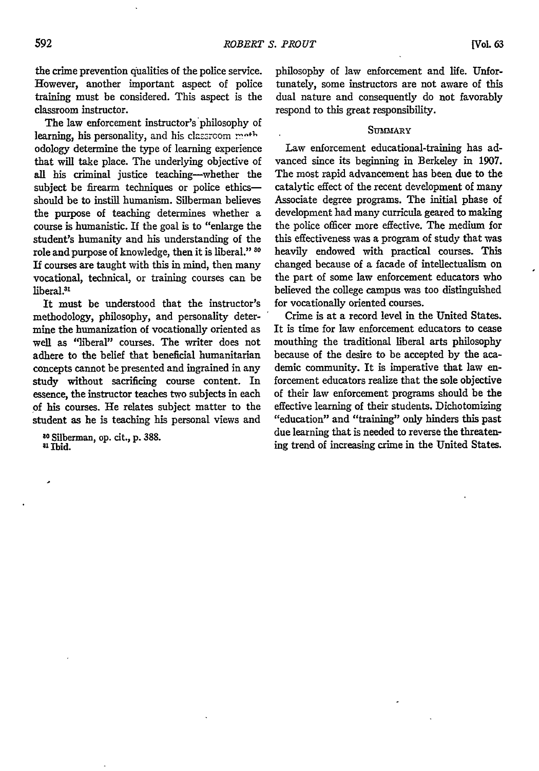the crime prevention qualities of the police service. However, another important aspect of police training must be considered. This aspect is the classroom instructor.

The law enforcement instructor's philosophy of learning, his personality, and his classroom methodology determine the type of learning experience that will take place. The underlying objective of all his criminal justice teaching—whether the subject be firearm techniques or police ethics—should be to instill humanism. Silberman believes the purpose of teaching determines whether a course is humanistic. If the goal is to "enlarge the student's humanity and his understanding of the role and purpose of knowledge, then it is liberal." [30] If courses are taught with this in mind, then many vocational, technical, or training courses can be liberal.[31]

It must be understood that the instructor's methodology, philosophy, and personality determine the humanization of vocationally oriented as well as "liberal" courses. The writer does not adhere to the belief that beneficial humanitarian concepts cannot be presented and ingrained in any study without sacrificing course content. In essence, the instructor teaches two subjects in each of his courses. He relates subject matter to the student as he is teaching his personal views and philosophy of law enforcement and life. Unfortunately, some instructors are not aware of this dual nature and consequently do not favorably respond to this great responsibility.

## Summary

Law enforcement educational-training has advanced since its beginning in Berkeley in 1907. The most rapid advancement has been due to the catalytic effect of the recent development of many Associate degree programs. The initial phase of development had many curricula geared to making the police officer more effective. The medium for this effectiveness was a program of study that was heavily endowed with practical courses. This changed because of a facade of intellectualism on the part of some law enforcement educators who believed the college campus was too distinguished for vocationally oriented courses.

Crime is at a record level in the United States. It is time for law enforcement educators to cease mouthing the traditional liberal arts philosophy because of the desire to be accepted by the academic community. It is imperative that law enforcement educators realize that the sole objective of their law enforcement programs should be the effective learning of their students. Dichotomizing "education" and "training" only hinders this past due learning that is needed to reverse the threatening trend of increasing crime in the United States.

[30] Silberman, op. cit., p. 388.
[31] Ibid.